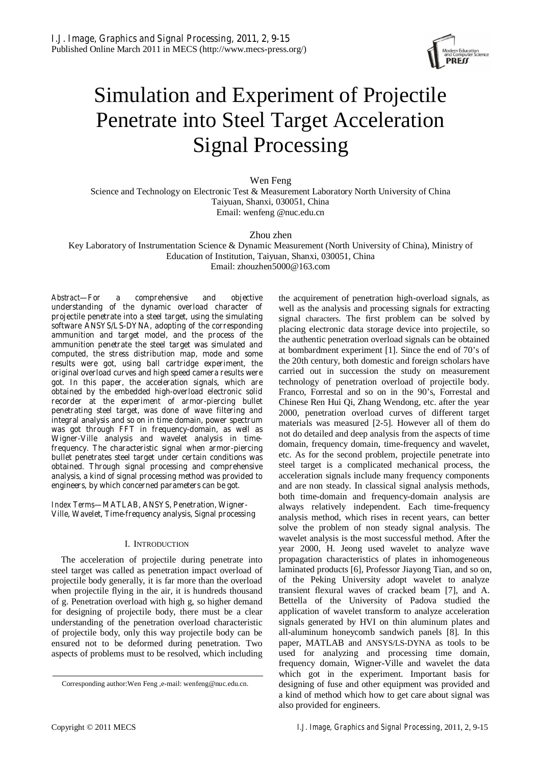# Simulation and Experiment of Projectile Penetrate into Steel Target Acceleration Signal Processing

Wen Feng
Science and Technology on Electronic Test & Measurement Laboratory North University of China
Taiyuan, Shanxi, 030051, China
Email: wenfeng @nuc.edu.cn

Zhou zhen
Key Laboratory of Instrumentation Science & Dynamic Measurement (North University of China), Ministry of Education of Institution, Taiyuan, Shanxi, 030051, China
Email: zhouzhen5000@163.com

*Abstract*—For a comprehensive and objective understanding of the dynamic overload character of projectile penetrate into a steel target, using the simulating software ANSYS/LS-DYNA, adopting of the corresponding ammunition and target model, and the process of the ammunition penetrate the steel target was simulated and computed, the stress distribution map, mode and some results were got, using ball cartridge experiment, the original overload curves and high speed camera results were got. In this paper, the acceleration signals, which are obtained by the embedded high-overload electronic solid recorder at the experiment of armor-piercing bullet penetrating steel target, was done of wave filtering and integral analysis and so on in time domain, power spectrum was got through FFT in frequency-domain, as well as Wigner-Ville analysis and wavelet analysis in time-frequency. The characteristic signal when armor-piercing bullet penetrates steel target under certain conditions was obtained. Through signal processing and comprehensive analysis, a kind of signal processing method was provided to engineers, by which concerned parameters can be got.

*Index Terms*—MATLAB, ANSYS, Penetration, Wigner-Ville, Wavelet, Time-frequency analysis, Signal processing

## I. Introduction

The acceleration of projectile during penetrate into steel target was called as penetration impact overload of projectile body generally, it is far more than the overload when projectile flying in the air, it is hundreds thousand of g. Penetration overload with high g, so higher demand for designing of projectile body, there must be a clear understanding of the penetration overload characteristic of projectile body, only this way projectile body can be ensured not to be deformed during penetration. Two aspects of problems must to be resolved, which including the acquirement of penetration high-overload signals, as well as the analysis and processing signals for extracting signal characters. The first problem can be solved by placing electronic data storage device into projectile, so the authentic penetration overload signals can be obtained at bombardment experiment [1]. Since the end of 70's of the 20th century, both domestic and foreign scholars have carried out in succession the study on measurement technology of penetration overload of projectile body. Franco, Forrestal and so on in the 90's, Forrestal and Chinese Ren Hui Qi, Zhang Wendong, etc. after the year 2000, penetration overload curves of different target materials was measured [2-5]. However all of them do not do detailed and deep analysis from the aspects of time domain, frequency domain, time-frequency and wavelet, etc. As for the second problem, projectile penetrate into steel target is a complicated mechanical process, the acceleration signals include many frequency components and are non steady. In classical signal analysis methods, both time-domain and frequency-domain analysis are always relatively independent. Each time-frequency analysis method, which rises in recent years, can better solve the problem of non steady signal analysis. The wavelet analysis is the most successful method. After the year 2000, H. Jeong used wavelet to analyze wave propagation characteristics of plates in inhomogeneous laminated products [6], Professor Jiayong Tian, and so on, of the Peking University adopt wavelet to analyze transient flexural waves of cracked beam [7], and A. Bettella of the University of Padova studied the application of wavelet transform to analyze acceleration signals generated by HVI on thin aluminum plates and all-aluminum honeycomb sandwich panels [8]. In this paper, MATLAB and ANSYS/LS-DYNA as tools to be used for analyzing and processing time domain, frequency domain, Wigner-Ville and wavelet the data which got in the experiment. Important basis for designing of fuse and other equipment was provided and a kind of method which how to get care about signal was also provided for engineers.

Corresponding author:Wen Feng ,e-mail: wenfeng@nuc.edu.cn.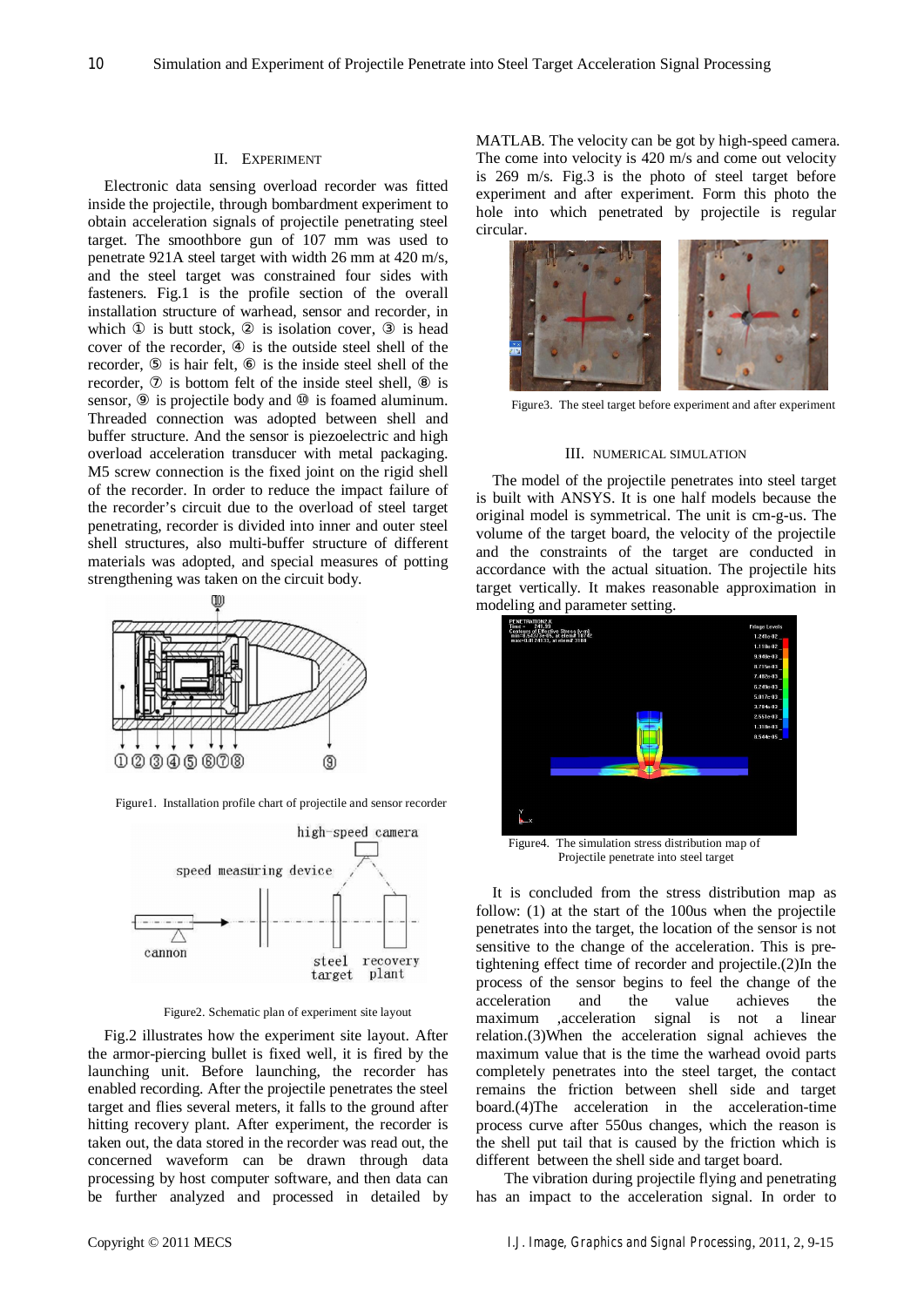## II. Experiment

Electronic data sensing overload recorder was fitted inside the projectile, through bombardment experiment to obtain acceleration signals of projectile penetrating steel target. The smoothbore gun of 107 mm was used to penetrate 921A steel target with width 26 mm at 420 m/s, and the steel target was constrained four sides with fasteners. Fig.1 is the profile section of the overall installation structure of warhead, sensor and recorder, in which ① is butt stock, ② is isolation cover, ③ is head cover of the recorder, ④ is the outside steel shell of the recorder, ⑤ is hair felt, ⑥ is the inside steel shell of the recorder, ⑦ is bottom felt of the inside steel shell, ⑧ is sensor, ⑨ is projectile body and ⑩ is foamed aluminum. Threaded connection was adopted between shell and buffer structure. And the sensor is piezoelectric and high overload acceleration transducer with metal packaging. M5 screw connection is the fixed joint on the rigid shell of the recorder. In order to reduce the impact failure of the recorder's circuit due to the overload of steel target penetrating, recorder is divided into inner and outer steel shell structures, also multi-buffer structure of different materials was adopted, and special measures of potting strengthening was taken on the circuit body.

Figure1. Installation profile chart of projectile and sensor recorder

Figure2. Schematic plan of experiment site layout

Fig.2 illustrates how the experiment site layout. After the armor-piercing bullet is fixed well, it is fired by the launching unit. Before launching, the recorder has enabled recording. After the projectile penetrates the steel target and flies several meters, it falls to the ground after hitting recovery plant. After experiment, the recorder is taken out, the data stored in the recorder was read out, the concerned waveform can be drawn through data processing by host computer software, and then data can be further analyzed and processed in detailed by MATLAB. The velocity can be got by high-speed camera. The come into velocity is 420 m/s and come out velocity is 269 m/s. Fig.3 is the photo of steel target before experiment and after experiment. Form this photo the hole into which penetrated by projectile is regular circular.

Figure3. The steel target before experiment and after experiment

## III. Numerical Simulation

The model of the projectile penetrates into steel target is built with ANSYS. It is one half models because the original model is symmetrical. The unit is cm-g-us. The volume of the target board, the velocity of the projectile and the constraints of the target are conducted in accordance with the actual situation. The projectile hits target vertically. It makes reasonable approximation in modeling and parameter setting.

Figure4. The simulation stress distribution map of Projectile penetrate into steel target

It is concluded from the stress distribution map as follow: (1) at the start of the 100us when the projectile penetrates into the target, the location of the sensor is not sensitive to the change of the acceleration. This is pre-tightening effect time of recorder and projectile.(2)In the process of the sensor begins to feel the change of the acceleration and the value achieves the maximum ,acceleration signal is not a linear relation.(3)When the acceleration signal achieves the maximum value that is the time the warhead ovoid parts completely penetrates into the steel target, the contact remains the friction between shell side and target board.(4)The acceleration in the acceleration-time process curve after 550us changes, which the reason is the shell put tail that is caused by the friction which is different between the shell side and target board.

The vibration during projectile flying and penetrating has an impact to the acceleration signal. In order to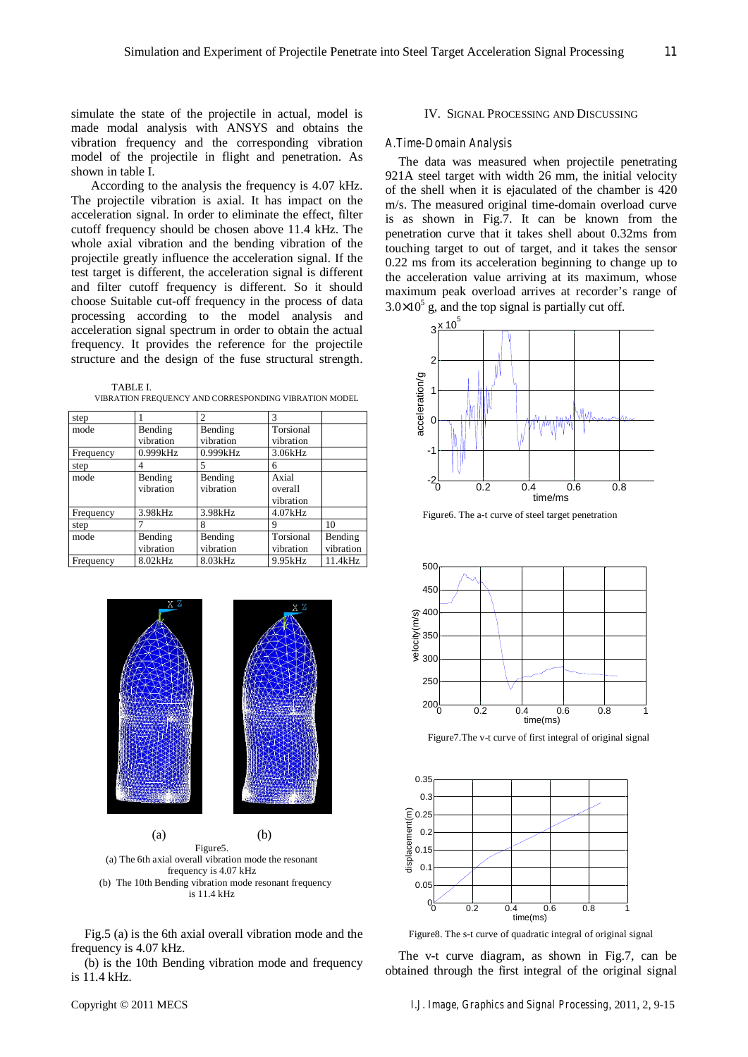simulate the state of the projectile in actual, model is made modal analysis with ANSYS and obtains the vibration frequency and the corresponding vibration model of the projectile in flight and penetration. As shown in table I.

According to the analysis the frequency is 4.07 kHz. The projectile vibration is axial. It has impact on the acceleration signal. In order to eliminate the effect, filter cutoff frequency should be chosen above 11.4 kHz. The whole axial vibration and the bending vibration of the projectile greatly influence the acceleration signal. If the test target is different, the acceleration signal is different and filter cutoff frequency is different. So it should choose Suitable cut-off frequency in the process of data processing according to the model analysis and acceleration signal spectrum in order to obtain the actual frequency. It provides the reference for the projectile structure and the design of the fuse structural strength.

TABLE I.
VIBRATION FREQUENCY AND CORRESPONDING VIBRATION MODEL

| step | 1 | 2 | 3 | |
|---|---|---|---|---|
| mode | Bending vibration | Bending vibration | Torsional vibration | |
| Frequency | 0.999kHz | 0.999kHz | 3.06kHz | |
| step | 4 | 5 | 6 | |
| mode | Bending vibration | Bending vibration | Axial overall vibration | |
| Frequency | 3.98kHz | 3.98kHz | 4.07kHz | |
| step | 7 | 8 | 9 | 10 |
| mode | Bending vibration | Bending vibration | Torsional vibration | Bending vibration |
| Frequency | 8.02kHz | 8.03kHz | 9.95kHz | 11.4kHz |

(a) (b)

Figure5.
(a) The 6th axial overall vibration mode the resonant frequency is 4.07 kHz
(b) The 10th Bending vibration mode resonant frequency is 11.4 kHz

Fig.5 (a) is the 6th axial overall vibration mode and the frequency is 4.07 kHz.

(b) is the 10th Bending vibration mode and frequency is 11.4 kHz.

## IV. Signal Processing and Discussing

### A. Time-Domain Analysis

The data was measured when projectile penetrating 921A steel target with width 26 mm, the initial velocity of the shell when it is ejaculated of the chamber is 420 m/s. The measured original time-domain overload curve is as shown in Fig.7. It can be known from the penetration curve that it takes shell about 0.32ms from touching target to out of target, and it takes the sensor 0.22 ms from its acceleration beginning to change up to the acceleration value arriving at its maximum, whose maximum peak overload arrives at recorder's range of $3.0\times10^5$ g, and the top signal is partially cut off.

Figure6. The a-t curve of steel target penetration

Figure7.The v-t curve of first integral of original signal

Figure8. The s-t curve of quadratic integral of original signal

The v-t curve diagram, as shown in Fig.7, can be obtained through the first integral of the original signal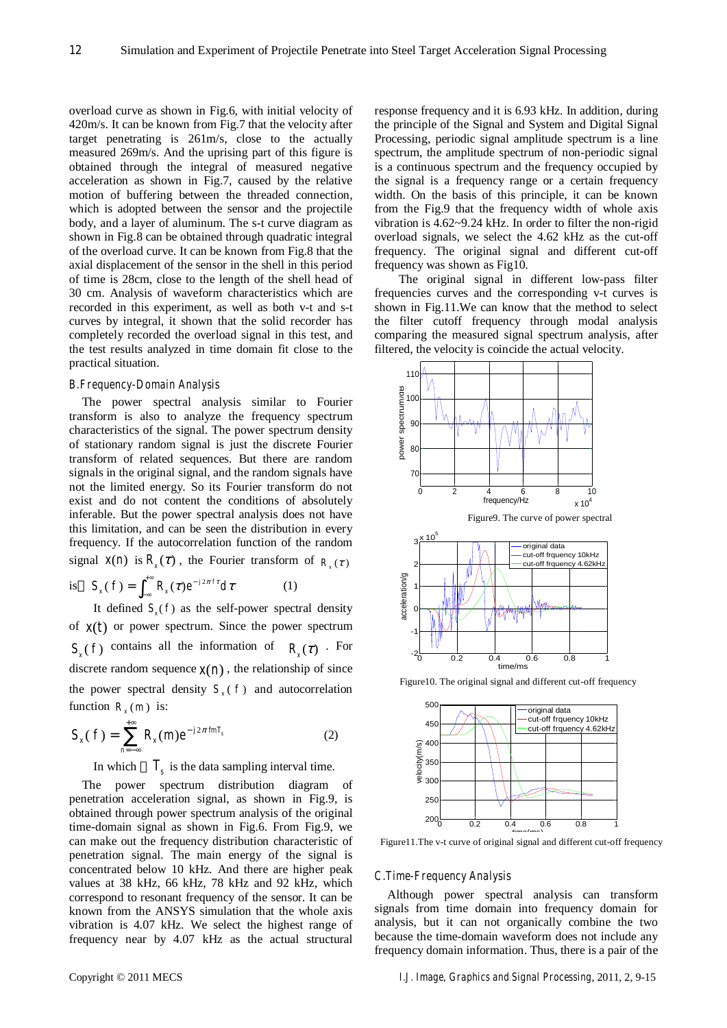overload curve as shown in Fig.6, with initial velocity of 420m/s. It can be known from Fig.7 that the velocity after target penetrating is 261m/s, close to the actually measured 269m/s. And the uprising part of this figure is obtained through the integral of measured negative acceleration as shown in Fig.7, caused by the relative motion of buffering between the threaded connection, which is adopted between the sensor and the projectile body, and a layer of aluminum. The s-t curve diagram as shown in Fig.8 can be obtained through quadratic integral of the overload curve. It can be known from Fig.8 that the axial displacement of the sensor in the shell in this period of time is 28cm, close to the length of the shell head of 30 cm. Analysis of waveform characteristics which are recorded in this experiment, as well as both v-t and s-t curves by integral, it shown that the solid recorder has completely recorded the overload signal in this test, and the test results analyzed in time domain fit close to the practical situation.

### B.Frequency-Domain Analysis

The power spectral analysis similar to Fourier transform is also to analyze the frequency spectrum characteristics of the signal. The power spectrum density of stationary random signal is just the discrete Fourier transform of related sequences. But there are random signals in the original signal, and the random signals have not the limited energy. So its Fourier transform do not exist and do not conform the conditions of absolutely inferable. But the power spectral analysis does not have this limitation, and can be seen the distribution in every frequency. If the autocorrelation function of the random signal $x(n)$ is $R_x(\tau)$, the Fourier transform of $R_x(\tau)$ is

$$S_x(f) = \int_{-\infty}^{+\infty} R_x(\tau) e^{-j2\pi f\tau} d\tau \qquad (1)$$

It defined $S_x(f)$ as the self-power spectral density of $x(t)$ or power spectrum. Since the power spectrum $S_x(f)$ contains all the information of $R_x(\tau)$. For discrete random sequence $x(n)$, the relationship of since the power spectral density $S_x(f)$ and autocorrelation function $R_x(m)$ is:

$$S_x(f) = \sum_{n=-\infty}^{+\infty} R_x(m) e^{-j2\pi fmT_s} \qquad (2)$$

In which $T_s$ is the data sampling interval time.

The power spectrum distribution diagram of penetration acceleration signal, as shown in Fig.9, is obtained through power spectrum analysis of the original time-domain signal as shown in Fig.6. From Fig.9, we can make out the frequency distribution characteristic of penetration signal. The main energy of the signal is concentrated below 10 kHz. And there are higher peak values at 38 kHz, 66 kHz, 78 kHz and 92 kHz, which correspond to resonant frequency of the sensor. It can be known from the ANSYS simulation that the whole axis vibration is 4.07 kHz. We select the highest range of frequency near by 4.07 kHz as the actual structural response frequency and it is 6.93 kHz. In addition, during the principle of the Signal and System and Digital Signal Processing, periodic signal amplitude spectrum is a line spectrum, the amplitude spectrum of non-periodic signal is a continuous spectrum and the frequency occupied by the signal is a frequency range or a certain frequency width. On the basis of this principle, it can be known from the Fig.9 that the frequency width of whole axis vibration is 4.62~9.24 kHz. In order to filter the non-rigid overload signals, we select the 4.62 kHz as the cut-off frequency. The original signal and different cut-off frequency was shown as Fig10.

The original signal in different low-pass filter frequencies curves and the corresponding v-t curves is shown in Fig.11.We can know that the method to select the filter cutoff frequency through modal analysis comparing the measured signal spectrum analysis, after filtered, the velocity is coincide the actual velocity.

Figure9. The curve of power spectral

Figure10. The original signal and different cut-off frequency

Figure11.The v-t curve of original signal and different cut-off frequency

### C.Time-Frequency Analysis

Although power spectral analysis can transform signals from time domain into frequency domain for analysis, but it can not organically combine the two because the time-domain waveform does not include any frequency domain information. Thus, there is a pair of the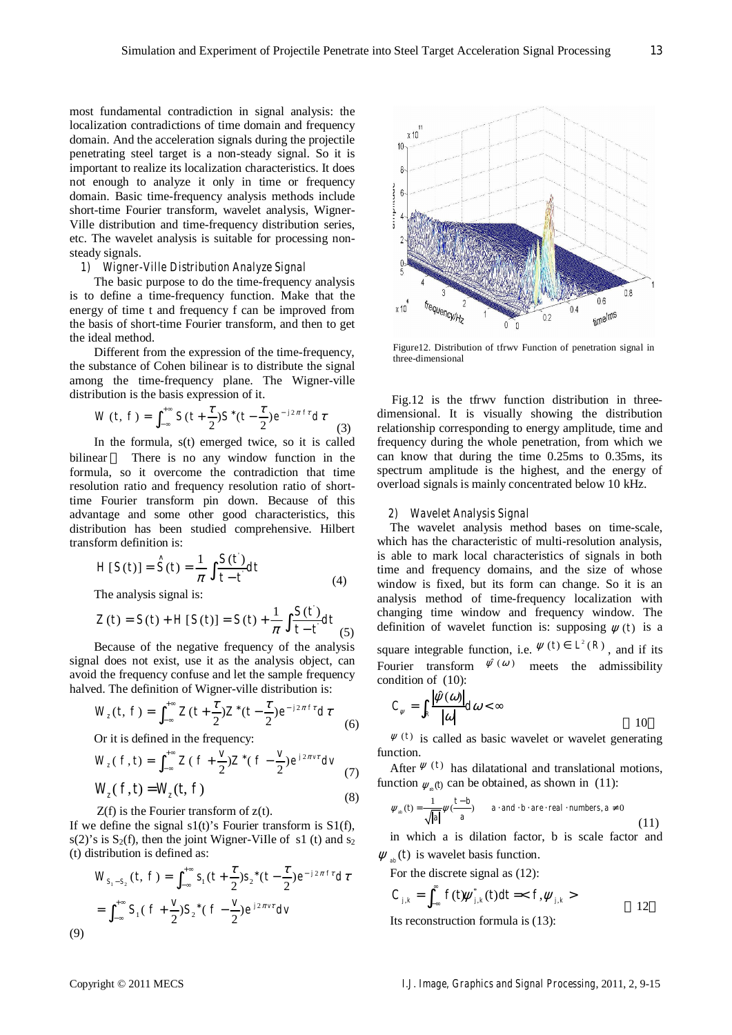most fundamental contradiction in signal analysis: the localization contradictions of time domain and frequency domain. And the acceleration signals during the projectile penetrating steel target is a non-steady signal. So it is important to realize its localization characteristics. It does not enough to analyze it only in time or frequency domain. Basic time-frequency analysis methods include short-time Fourier transform, wavelet analysis, Wigner-Ville distribution and time-frequency distribution series, etc. The wavelet analysis is suitable for processing non-steady signals.

### 1) Wigner-Ville Distribution Analyze Signal

The basic purpose to do the time-frequency analysis is to define a time-frequency function. Make that the energy of time t and frequency f can be improved from the basis of short-time Fourier transform, and then to get the ideal method.

Different from the expression of the time-frequency, the substance of Cohen bilinear is to distribute the signal among the time-frequency plane. The Wigner-ville distribution is the basis expression of it.

$$W(t, f) = \int_{-\infty}^{+\infty} S(t+\frac{\tau}{2})S^*(t-\frac{\tau}{2})e^{-j2\pi f\tau}d\tau \quad (3)$$

In the formula, s(t) emerged twice, so it is called bilinear . There is no any window function in the formula, so it overcome the contradiction that time resolution ratio and frequency resolution ratio of short-time Fourier transform pin down. Because of this advantage and some other good characteristics, this distribution has been studied comprehensive. Hilbert transform definition is:

$$H[S(t)] = \hat{S}(t) = \frac{1}{\pi}\int\frac{S(t^{'})}{t-t^{'}}dt \quad (4)$$

The analysis signal is:

$$Z(t) = S(t) + H[S(t)] = S(t) + \frac{1}{\pi}\int\frac{S(t^{'})}{t-t^{'}}dt \quad (5)$$

Because of the negative frequency of the analysis signal does not exist, use it as the analysis object, can avoid the frequency confuse and let the sample frequency halved. The definition of Wigner-ville distribution is:

$$W_z(t, f) = \int_{-\infty}^{+\infty} Z(t+\frac{\tau}{2})Z^*(t-\frac{\tau}{2})e^{-j2\pi f\tau}d\tau \quad (6)$$

Or it is defined in the frequency:

$$W_z(f, t) = \int_{-\infty}^{+\infty} Z(f+\frac{v}{2})Z^*(f-\frac{v}{2})e^{j2\pi v\tau}dv \quad (7)$$

$$W_z(f, t) = W_z(t, f) \quad (8)$$

Z(f) is the Fourier transform of z(t).

If we define the signal s1(t)'s Fourier transform is S1(f), s(2)'s is $S_2(f)$, then the joint Wigner-Ville of s1 (t) and $s_2$ (t) distribution is defined as:

$$W_{S_1-S_2}(t, f) = \int_{-\infty}^{+\infty} s_1(t+\frac{\tau}{2})s_2^*(t-\frac{\tau}{2})e^{-j2\pi f\tau}d\tau$$
$$= \int_{-\infty}^{+\infty} S_1(f+\frac{v}{2})S_2^*(f-\frac{v}{2})e^{j2\pi v\tau}dv$$

(9)

Figure12. Distribution of tfrwv Function of penetration signal in three-dimensional

Fig.12 is the tfrwv function distribution in three-dimensional. It is visually showing the distribution relationship corresponding to energy amplitude, time and frequency during the whole penetration, from which we can know that during the time 0.25ms to 0.35ms, its spectrum amplitude is the highest, and the energy of overload signals is mainly concentrated below 10 kHz.

### 2) Wavelet Analysis Signal

The wavelet analysis method bases on time-scale, which has the characteristic of multi-resolution analysis, is able to mark local characteristics of signals in both time and frequency domains, and the size of whose window is fixed, but its form can change. So it is an analysis method of time-frequency localization with changing time window and frequency window. The definition of wavelet function is: supposing $\psi(t)$ is a square integrable function, i.e. $\psi(t) \in L^2(R)$, and if its Fourier transform $\hat{\psi}(\omega)$ meets the admissibility condition of (10):

$$C_\psi = \int_R \frac{|\hat{\psi}(\omega)|}{|\omega|}d\omega < \infty \quad (10)$$

$\psi(t)$ is called as basic wavelet or wavelet generating function.

After $\psi(t)$ has dilatational and translational motions, function $\psi_{ab}(t)$ can be obtained, as shown in (11):

$$\psi_{ab}(t) = \frac{1}{\sqrt{|a|}}\psi(\frac{t-b}{a}) \quad a \cdot and \cdot b \cdot are \cdot real \cdot numbers, a \neq 0 \quad (11)$$

in which a is dilation factor, b is scale factor and $\psi_{ab}(t)$ is wavelet basis function.

For the discrete signal as (12):

$$C_{j,k} = \int_{-\infty}^{\infty} f(t)\psi_{j,k}^*(t)dt = \langle f, \psi_{j,k} \rangle \quad (12)$$

Its reconstruction formula is (13):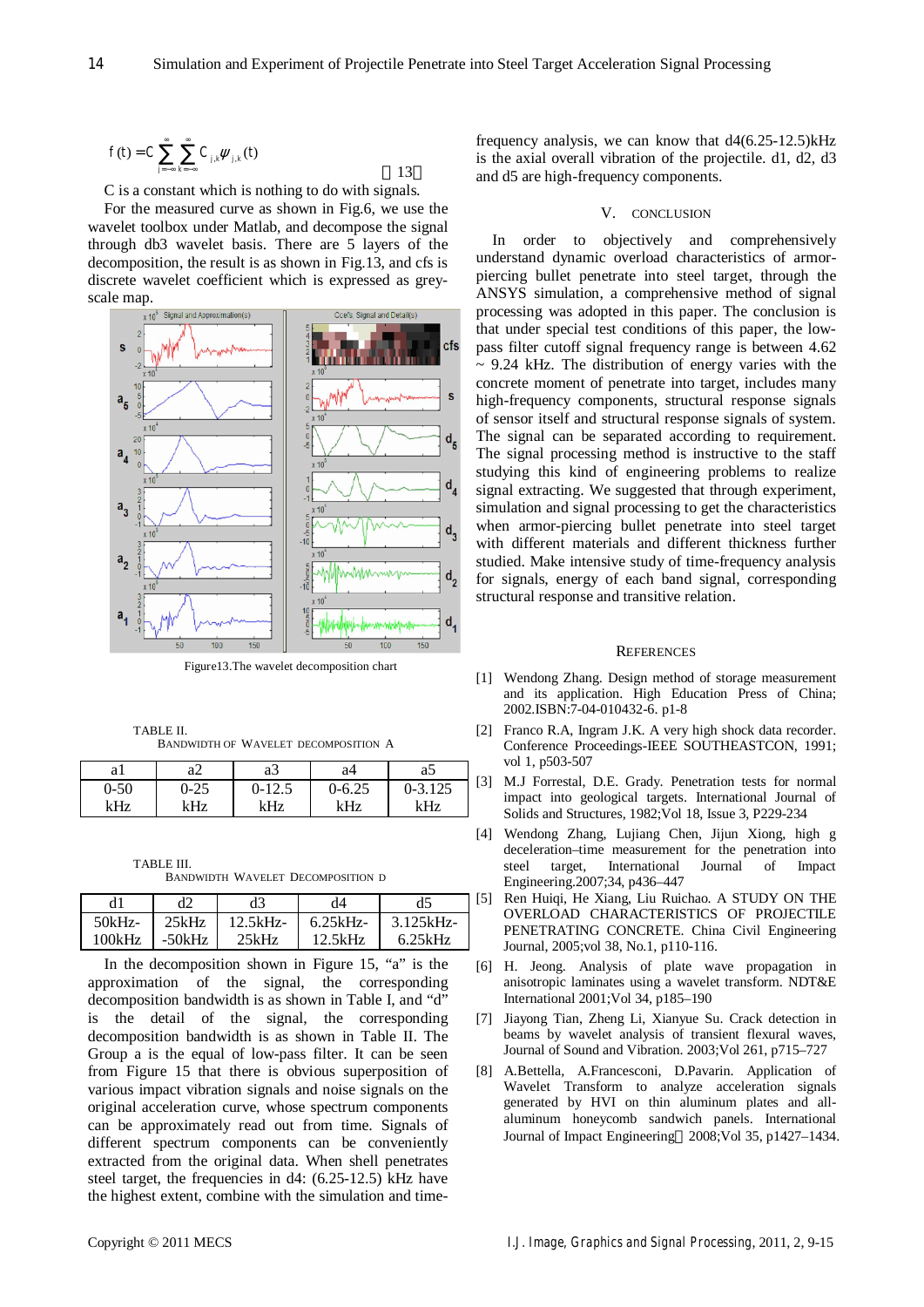$$f(t) = C\sum_{j=-\infty}^{\infty}\sum_{k=-\infty}^{\infty} C_{j,k}\psi_{j,k}(t) \quad (13)$$

C is a constant which is nothing to do with signals.

For the measured curve as shown in Fig.6, we use the wavelet toolbox under Matlab, and decompose the signal through db3 wavelet basis. There are 5 layers of the decomposition, the result is as shown in Fig.13, and cfs is discrete wavelet coefficient which is expressed as grey-scale map.

Figure13.The wavelet decomposition chart

TABLE II.
BANDWIDTH OF WAVELET DECOMPOSITION A

| a1 | a2 | a3 | a4 | a5 |
|---|---|---|---|---|
| 0-50 kHz | 0-25 kHz | 0-12.5 kHz | 0-6.25 kHz | 0-3.125 kHz |

TABLE III.
BANDWIDTH WAVELET DECOMPOSITION D

| d1 | d2 | d3 | d4 | d5 |
|---|---|---|---|---|
| 50kHz-100kHz | 25kHz -50kHz | 12.5kHz-25kHz | 6.25kHz-12.5kHz | 3.125kHz-6.25kHz |

In the decomposition shown in Figure 15, "a" is the approximation of the signal, the corresponding decomposition bandwidth is as shown in Table I, and "d" is the detail of the signal, the corresponding decomposition bandwidth is as shown in Table II. The Group a is the equal of low-pass filter. It can be seen from Figure 15 that there is obvious superposition of various impact vibration signals and noise signals on the original acceleration curve, whose spectrum components can be approximately read out from time. Signals of different spectrum components can be conveniently extracted from the original data. When shell penetrates steel target, the frequencies in d4: (6.25-12.5) kHz have the highest extent, combine with the simulation and time-frequency analysis, we can know that d4(6.25-12.5)kHz is the axial overall vibration of the projectile. d1, d2, d3 and d5 are high-frequency components.

## V. CONCLUSION

In order to objectively and comprehensively understand dynamic overload characteristics of armor-piercing bullet penetrate into steel target, through the ANSYS simulation, a comprehensive method of signal processing was adopted in this paper. The conclusion is that under special test conditions of this paper, the low-pass filter cutoff signal frequency range is between 4.62 ~ 9.24 kHz. The distribution of energy varies with the concrete moment of penetrate into target, includes many high-frequency components, structural response signals of sensor itself and structural response signals of system. The signal can be separated according to requirement. The signal processing method is instructive to the staff studying this kind of engineering problems to realize signal extracting. We suggested that through experiment, simulation and signal processing to get the characteristics when armor-piercing bullet penetrate into steel target with different materials and different thickness further studied. Make intensive study of time-frequency analysis for signals, energy of each band signal, corresponding structural response and transitive relation.

## REFERENCES

[1] Wendong Zhang. Design method of storage measurement and its application. High Education Press of China; 2002.ISBN:7-04-010432-6. p1-8

[2] Franco R.A, Ingram J.K. A very high shock data recorder. Conference Proceedings-IEEE SOUTHEASTCON, 1991; vol 1, p503-507

[3] M.J Forrestal, D.E. Grady. Penetration tests for normal impact into geological targets. International Journal of Solids and Structures, 1982;Vol 18, Issue 3, P229-234

[4] Wendong Zhang, Lujiang Chen, Jijun Xiong, high g deceleration–time measurement for the penetration into steel target, International Journal of Impact Engineering.2007;34, p436–447

[5] Ren Huiqi, He Xiang, Liu Ruichao. A STUDY ON THE OVERLOAD CHARACTERISTICS OF PROJECTILE PENETRATING CONCRETE. China Civil Engineering Journal, 2005;vol 38, No.1, p110-116.

[6] H. Jeong. Analysis of plate wave propagation in anisotropic laminates using a wavelet transform. NDT&E International 2001;Vol 34, p185–190

[7] Jiayong Tian, Zheng Li, Xianyue Su. Crack detection in beams by wavelet analysis of transient flexural waves, Journal of Sound and Vibration. 2003;Vol 261, p715–727

[8] A.Bettella, A.Francesconi, D.Pavarin. Application of Wavelet Transform to analyze acceleration signals generated by HVI on thin aluminum plates and all-aluminum honeycomb sandwich panels. International Journal of Impact Engineering, 2008;Vol 35, p1427–1434.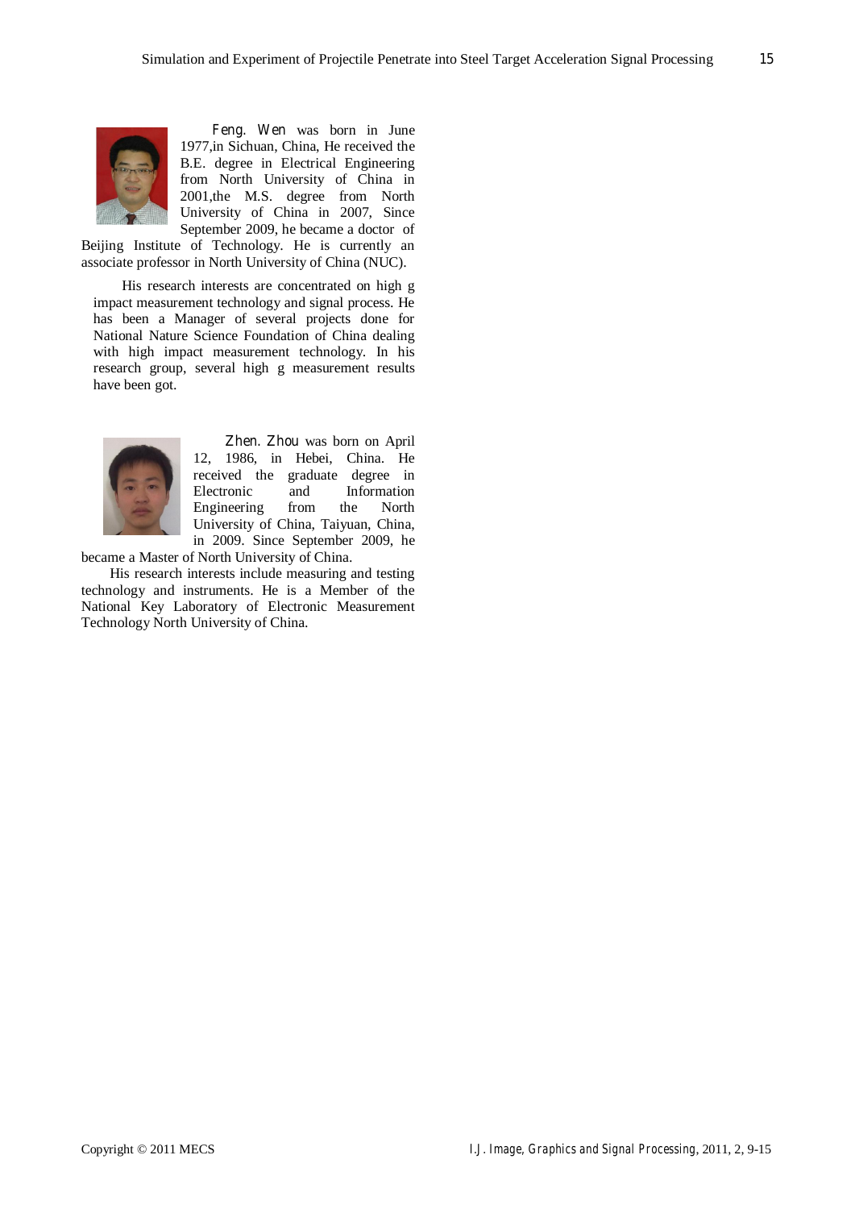**Feng. Wen** was born in June 1977,in Sichuan, China, He received the B.E. degree in Electrical Engineering from North University of China in 2001,the M.S. degree from North University of China in 2007, Since September 2009, he became a doctor of Beijing Institute of Technology. He is currently an associate professor in North University of China (NUC).

His research interests are concentrated on high g impact measurement technology and signal process. He has been a Manager of several projects done for National Nature Science Foundation of China dealing with high impact measurement technology. In his research group, several high g measurement results have been got.

**Zhen. Zhou** was born on April 12, 1986, in Hebei, China. He received the graduate degree in Electronic and Information Engineering from the North University of China, Taiyuan, China, in 2009. Since September 2009, he became a Master of North University of China.

His research interests include measuring and testing technology and instruments. He is a Member of the National Key Laboratory of Electronic Measurement Technology North University of China.